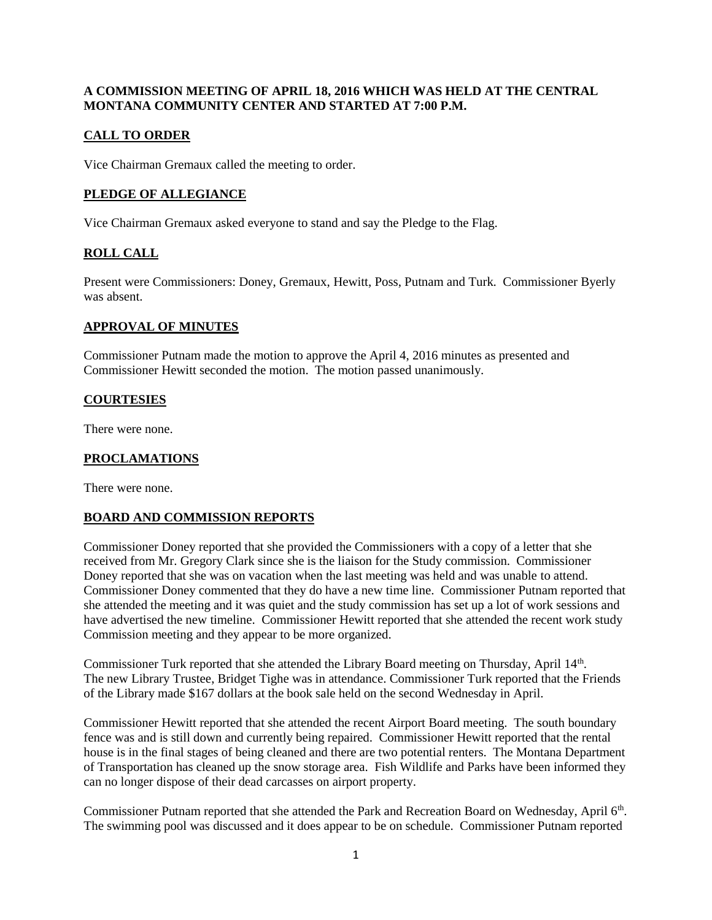**A COMMISSION MEETING OF APRIL 18, 2016 WHICH WAS HELD AT THE CENTRAL MONTANA COMMUNITY CENTER AND STARTED AT 7:00 P.M.**

## CALL TO ORDER

Vice Chairman Gremaux called the meeting to order.

## PLEDGE OF ALLEGIANCE

Vice Chairman Gremaux asked everyone to stand and say the Pledge to the Flag.

## ROLL CALL

Present were Commissioners: Doney, Gremaux, Hewitt, Poss, Putnam and Turk. Commissioner Byerly was absent.

## APPROVAL OF MINUTES

Commissioner Putnam made the motion to approve the April 4, 2016 minutes as presented and Commissioner Hewitt seconded the motion. The motion passed unanimously.

## COURTESIES

There were none.

## PROCLAMATIONS

There were none.

## BOARD AND COMMISSION REPORTS

Commissioner Doney reported that she provided the Commissioners with a copy of a letter that she received from Mr. Gregory Clark since she is the liaison for the Study commission. Commissioner Doney reported that she was on vacation when the last meeting was held and was unable to attend. Commissioner Doney commented that they do have a new time line. Commissioner Putnam reported that she attended the meeting and it was quiet and the study commission has set up a lot of work sessions and have advertised the new timeline. Commissioner Hewitt reported that she attended the recent work study Commission meeting and they appear to be more organized.

Commissioner Turk reported that she attended the Library Board meeting on Thursday, April 14th. The new Library Trustee, Bridget Tighe was in attendance. Commissioner Turk reported that the Friends of the Library made $167 dollars at the book sale held on the second Wednesday in April.

Commissioner Hewitt reported that she attended the recent Airport Board meeting. The south boundary fence was and is still down and currently being repaired. Commissioner Hewitt reported that the rental house is in the final stages of being cleaned and there are two potential renters. The Montana Department of Transportation has cleaned up the snow storage area. Fish Wildlife and Parks have been informed they can no longer dispose of their dead carcasses on airport property.

Commissioner Putnam reported that she attended the Park and Recreation Board on Wednesday, April 6th. The swimming pool was discussed and it does appear to be on schedule. Commissioner Putnam reported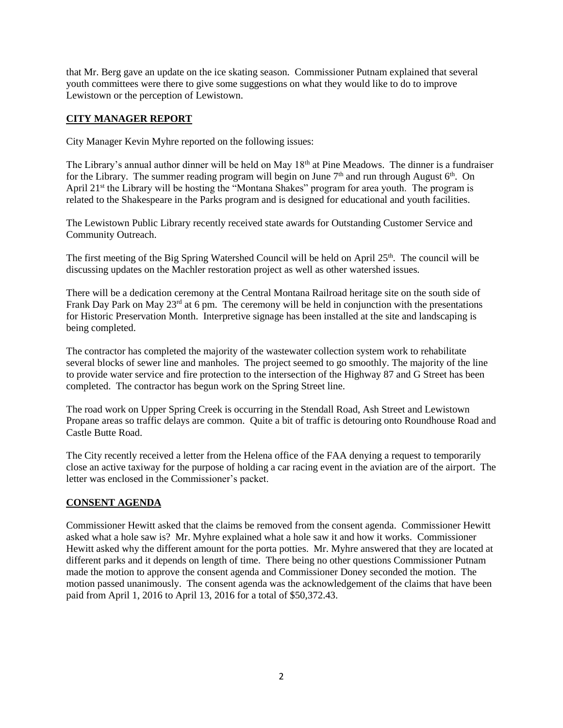that Mr. Berg gave an update on the ice skating season. Commissioner Putnam explained that several youth committees were there to give some suggestions on what they would like to do to improve Lewistown or the perception of Lewistown.

## CITY MANAGER REPORT

City Manager Kevin Myhre reported on the following issues:

The Library's annual author dinner will be held on May 18th at Pine Meadows. The dinner is a fundraiser for the Library. The summer reading program will begin on June 7th and run through August 6th. On April 21st the Library will be hosting the "Montana Shakes" program for area youth. The program is related to the Shakespeare in the Parks program and is designed for educational and youth facilities.

The Lewistown Public Library recently received state awards for Outstanding Customer Service and Community Outreach.

The first meeting of the Big Spring Watershed Council will be held on April 25th. The council will be discussing updates on the Machler restoration project as well as other watershed issues.

There will be a dedication ceremony at the Central Montana Railroad heritage site on the south side of Frank Day Park on May 23rd at 6 pm. The ceremony will be held in conjunction with the presentations for Historic Preservation Month. Interpretive signage has been installed at the site and landscaping is being completed.

The contractor has completed the majority of the wastewater collection system work to rehabilitate several blocks of sewer line and manholes. The project seemed to go smoothly. The majority of the line to provide water service and fire protection to the intersection of the Highway 87 and G Street has been completed. The contractor has begun work on the Spring Street line.

The road work on Upper Spring Creek is occurring in the Stendall Road, Ash Street and Lewistown Propane areas so traffic delays are common. Quite a bit of traffic is detouring onto Roundhouse Road and Castle Butte Road.

The City recently received a letter from the Helena office of the FAA denying a request to temporarily close an active taxiway for the purpose of holding a car racing event in the aviation are of the airport. The letter was enclosed in the Commissioner's packet.

## CONSENT AGENDA

Commissioner Hewitt asked that the claims be removed from the consent agenda. Commissioner Hewitt asked what a hole saw is? Mr. Myhre explained what a hole saw it and how it works. Commissioner Hewitt asked why the different amount for the porta potties. Mr. Myhre answered that they are located at different parks and it depends on length of time. There being no other questions Commissioner Putnam made the motion to approve the consent agenda and Commissioner Doney seconded the motion. The motion passed unanimously. The consent agenda was the acknowledgement of the claims that have been paid from April 1, 2016 to April 13, 2016 for a total of $50,372.43.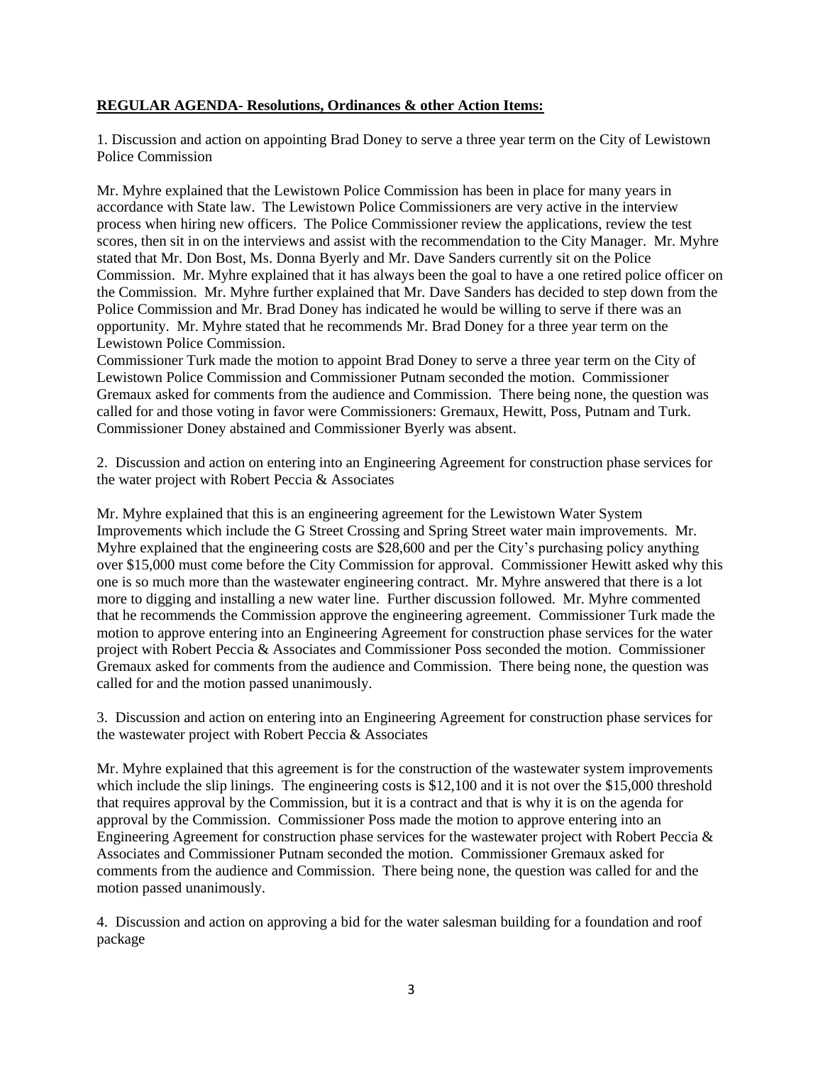**REGULAR AGENDA- Resolutions, Ordinances & other Action Items:**

1. Discussion and action on appointing Brad Doney to serve a three year term on the City of Lewistown Police Commission

Mr. Myhre explained that the Lewistown Police Commission has been in place for many years in accordance with State law. The Lewistown Police Commissioners are very active in the interview process when hiring new officers. The Police Commissioner review the applications, review the test scores, then sit in on the interviews and assist with the recommendation to the City Manager. Mr. Myhre stated that Mr. Don Bost, Ms. Donna Byerly and Mr. Dave Sanders currently sit on the Police Commission. Mr. Myhre explained that it has always been the goal to have a one retired police officer on the Commission. Mr. Myhre further explained that Mr. Dave Sanders has decided to step down from the Police Commission and Mr. Brad Doney has indicated he would be willing to serve if there was an opportunity. Mr. Myhre stated that he recommends Mr. Brad Doney for a three year term on the Lewistown Police Commission.
Commissioner Turk made the motion to appoint Brad Doney to serve a three year term on the City of Lewistown Police Commission and Commissioner Putnam seconded the motion. Commissioner Gremaux asked for comments from the audience and Commission. There being none, the question was called for and those voting in favor were Commissioners: Gremaux, Hewitt, Poss, Putnam and Turk. Commissioner Doney abstained and Commissioner Byerly was absent.

2. Discussion and action on entering into an Engineering Agreement for construction phase services for the water project with Robert Peccia & Associates

Mr. Myhre explained that this is an engineering agreement for the Lewistown Water System Improvements which include the G Street Crossing and Spring Street water main improvements. Mr. Myhre explained that the engineering costs are $28,600 and per the City's purchasing policy anything over $15,000 must come before the City Commission for approval. Commissioner Hewitt asked why this one is so much more than the wastewater engineering contract. Mr. Myhre answered that there is a lot more to digging and installing a new water line. Further discussion followed. Mr. Myhre commented that he recommends the Commission approve the engineering agreement. Commissioner Turk made the motion to approve entering into an Engineering Agreement for construction phase services for the water project with Robert Peccia & Associates and Commissioner Poss seconded the motion. Commissioner Gremaux asked for comments from the audience and Commission. There being none, the question was called for and the motion passed unanimously.

3. Discussion and action on entering into an Engineering Agreement for construction phase services for the wastewater project with Robert Peccia & Associates

Mr. Myhre explained that this agreement is for the construction of the wastewater system improvements which include the slip linings. The engineering costs is $12,100 and it is not over the $15,000 threshold that requires approval by the Commission, but it is a contract and that is why it is on the agenda for approval by the Commission. Commissioner Poss made the motion to approve entering into an Engineering Agreement for construction phase services for the wastewater project with Robert Peccia & Associates and Commissioner Putnam seconded the motion. Commissioner Gremaux asked for comments from the audience and Commission. There being none, the question was called for and the motion passed unanimously.

4. Discussion and action on approving a bid for the water salesman building for a foundation and roof package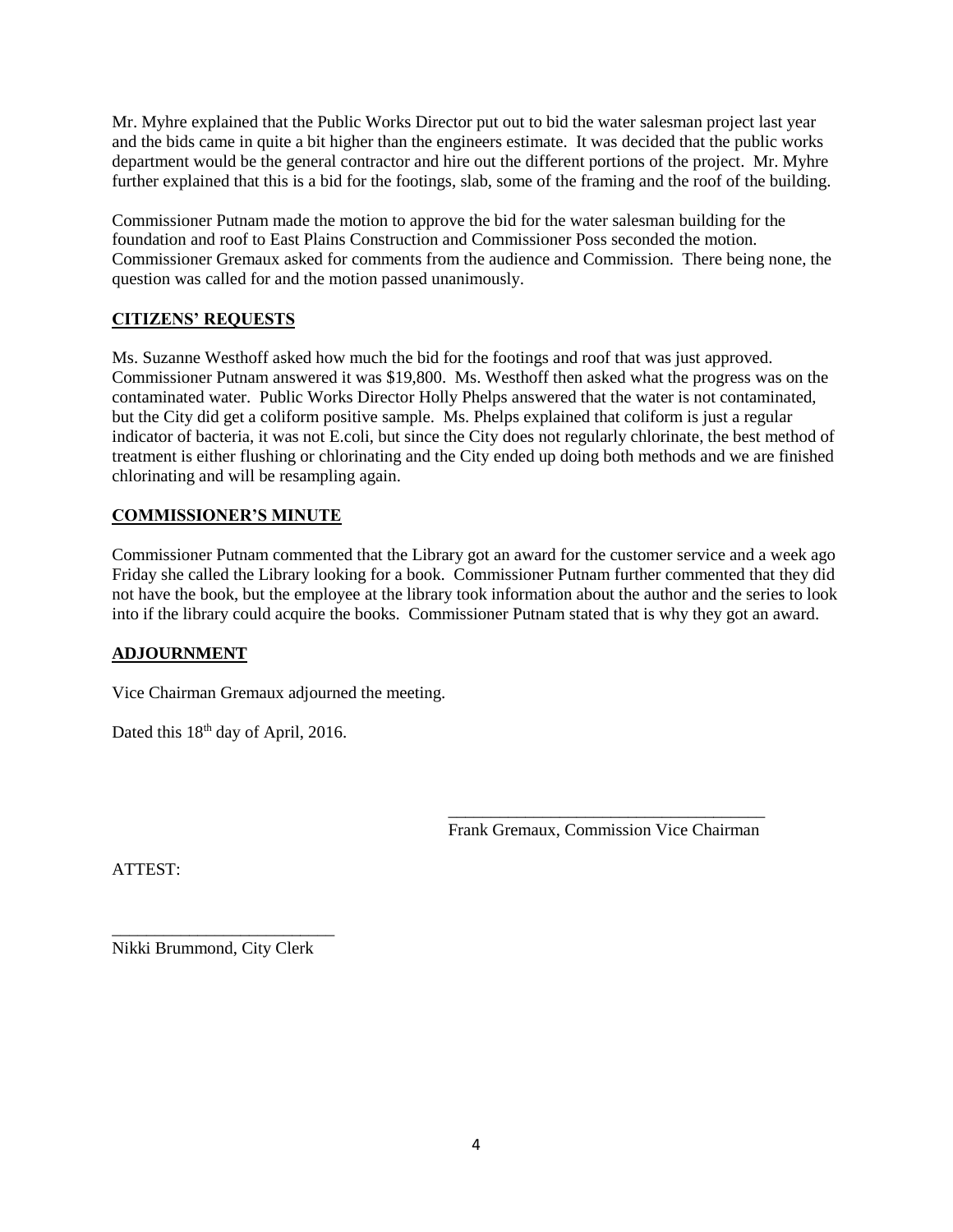Mr. Myhre explained that the Public Works Director put out to bid the water salesman project last year and the bids came in quite a bit higher than the engineers estimate. It was decided that the public works department would be the general contractor and hire out the different portions of the project. Mr. Myhre further explained that this is a bid for the footings, slab, some of the framing and the roof of the building.

Commissioner Putnam made the motion to approve the bid for the water salesman building for the foundation and roof to East Plains Construction and Commissioner Poss seconded the motion. Commissioner Gremaux asked for comments from the audience and Commission. There being none, the question was called for and the motion passed unanimously.

## CITIZENS' REQUESTS

Ms. Suzanne Westhoff asked how much the bid for the footings and roof that was just approved. Commissioner Putnam answered it was $19,800. Ms. Westhoff then asked what the progress was on the contaminated water. Public Works Director Holly Phelps answered that the water is not contaminated, but the City did get a coliform positive sample. Ms. Phelps explained that coliform is just a regular indicator of bacteria, it was not E.coli, but since the City does not regularly chlorinate, the best method of treatment is either flushing or chlorinating and the City ended up doing both methods and we are finished chlorinating and will be resampling again.

## COMMISSIONER'S MINUTE

Commissioner Putnam commented that the Library got an award for the customer service and a week ago Friday she called the Library looking for a book. Commissioner Putnam further commented that they did not have the book, but the employee at the library took information about the author and the series to look into if the library could acquire the books. Commissioner Putnam stated that is why they got an award.

## ADJOURNMENT

Vice Chairman Gremaux adjourned the meeting.

Dated this 18th day of April, 2016.

\_\_\_\_\_\_\_\_\_\_\_\_\_\_\_\_\_\_\_\_\_\_\_\_\_\_\_\_\_\_\_\_\_\_\_\_\_\_
Frank Gremaux, Commission Vice Chairman

ATTEST:

\_\_\_\_\_\_\_\_\_\_\_\_\_\_\_\_\_\_\_\_\_\_\_\_\_\_\_\_
Nikki Brummond, City Clerk